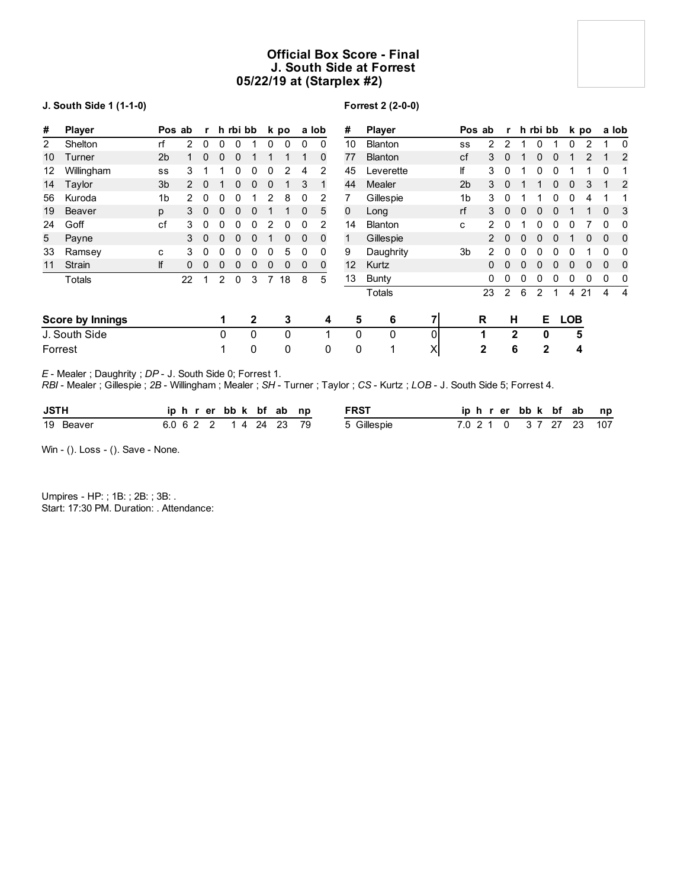# Official Box Score - Final
## J. South Side at Forrest
## 05/22/19 at (Starplex #2)

**J. South Side 1 (1-1-0)**

| # | Player | Pos | ab | r | h | rbi | bb | k | po | a | lob |
|---|---|---|---|---|---|---|---|---|---|---|---|
| 2 | Shelton | rf | 2 | 0 | 0 | 0 | 1 | 0 | 0 | 0 | 0 |
| 10 | Turner | 2b | 1 | 0 | 0 | 0 | 1 | 1 | 1 | 1 | 0 |
| 12 | Willingham | ss | 3 | 1 | 1 | 0 | 0 | 0 | 2 | 4 | 2 |
| 14 | Taylor | 3b | 2 | 0 | 1 | 0 | 0 | 0 | 1 | 3 | 1 |
| 56 | Kuroda | 1b | 2 | 0 | 0 | 0 | 1 | 2 | 8 | 0 | 2 |
| 19 | Beaver | p | 3 | 0 | 0 | 0 | 0 | 1 | 1 | 0 | 5 |
| 24 | Goff | cf | 3 | 0 | 0 | 0 | 0 | 2 | 0 | 0 | 2 |
| 5 | Payne | | 3 | 0 | 0 | 0 | 0 | 1 | 0 | 0 | 0 |
| 33 | Ramsey | c | 3 | 0 | 0 | 0 | 0 | 0 | 5 | 0 | 0 |
| 11 | Strain | lf | 0 | 0 | 0 | 0 | 0 | 0 | 0 | 0 | 0 |
| | Totals | | 22 | 1 | 2 | 0 | 3 | 7 | 18 | 8 | 5 |

**Forrest 2 (2-0-0)**

| # | Player | Pos | ab | r | h | rbi | bb | k | po | a | lob |
|---|---|---|---|---|---|---|---|---|---|---|---|
| 10 | Blanton | ss | 2 | 2 | 1 | 0 | 1 | 0 | 2 | 1 | 0 |
| 77 | Blanton | cf | 3 | 0 | 1 | 0 | 0 | 1 | 2 | 1 | 2 |
| 45 | Leverette | lf | 3 | 0 | 1 | 0 | 0 | 1 | 1 | 0 | 1 |
| 44 | Mealer | 2b | 3 | 0 | 1 | 1 | 0 | 0 | 3 | 1 | 2 |
| 7 | Gillespie | 1b | 3 | 0 | 1 | 1 | 0 | 0 | 4 | 1 | 1 |
| 0 | Long | rf | 3 | 0 | 0 | 0 | 0 | 1 | 1 | 0 | 3 |
| 14 | Blanton | c | 2 | 0 | 1 | 0 | 0 | 0 | 7 | 0 | 0 |
| 1 | Gillespie | | 2 | 0 | 0 | 0 | 0 | 1 | 0 | 0 | 0 |
| 9 | Daughrity | 3b | 2 | 0 | 0 | 0 | 0 | 0 | 1 | 0 | 0 |
| 12 | Kurtz | | 0 | 0 | 0 | 0 | 0 | 0 | 0 | 0 | 0 |
| 13 | Bunty | | 0 | 0 | 0 | 0 | 0 | 0 | 0 | 0 | 0 |
| | Totals | | 23 | 2 | 6 | 2 | 1 | 4 | 21 | 4 | 4 |

| Score by Innings | 1 | 2 | 3 | 4 | 5 | 6 | 7 | R | H | E | LOB |
|---|---|---|---|---|---|---|---|---|---|---|---|
| J. South Side | 0 | 0 | 0 | 1 | 0 | 0 | 0 | 1 | 2 | 0 | 5 |
| Forrest | 1 | 0 | 0 | 0 | 0 | 1 | X | 2 | 6 | 2 | 4 |

*E* - Mealer ; Daughrity ; *DP* - J. South Side 0; Forrest 1.
*RBI* - Mealer ; Gillespie ; *2B* - Willingham ; Mealer ; *SH* - Turner ; Taylor ; *CS* - Kurtz ; *LOB* - J. South Side 5; Forrest 4.

| JSTH | ip | h | r | er | bb | k | bf | ab | np |
|---|---|---|---|---|---|---|---|---|---|
| 19 Beaver | 6.0 | 6 | 2 | 2 | 1 | 4 | 24 | 23 | 79 |

| FRST | ip | h | r | er | bb | k | bf | ab | np |
|---|---|---|---|---|---|---|---|---|---|
| 5 Gillespie | 7.0 | 2 | 1 | 0 | 3 | 7 | 27 | 23 | 107 |

Win - (). Loss - (). Save - None.

Umpires - HP: ; 1B: ; 2B: ; 3B: .
Start: 17:30 PM. Duration: . Attendance: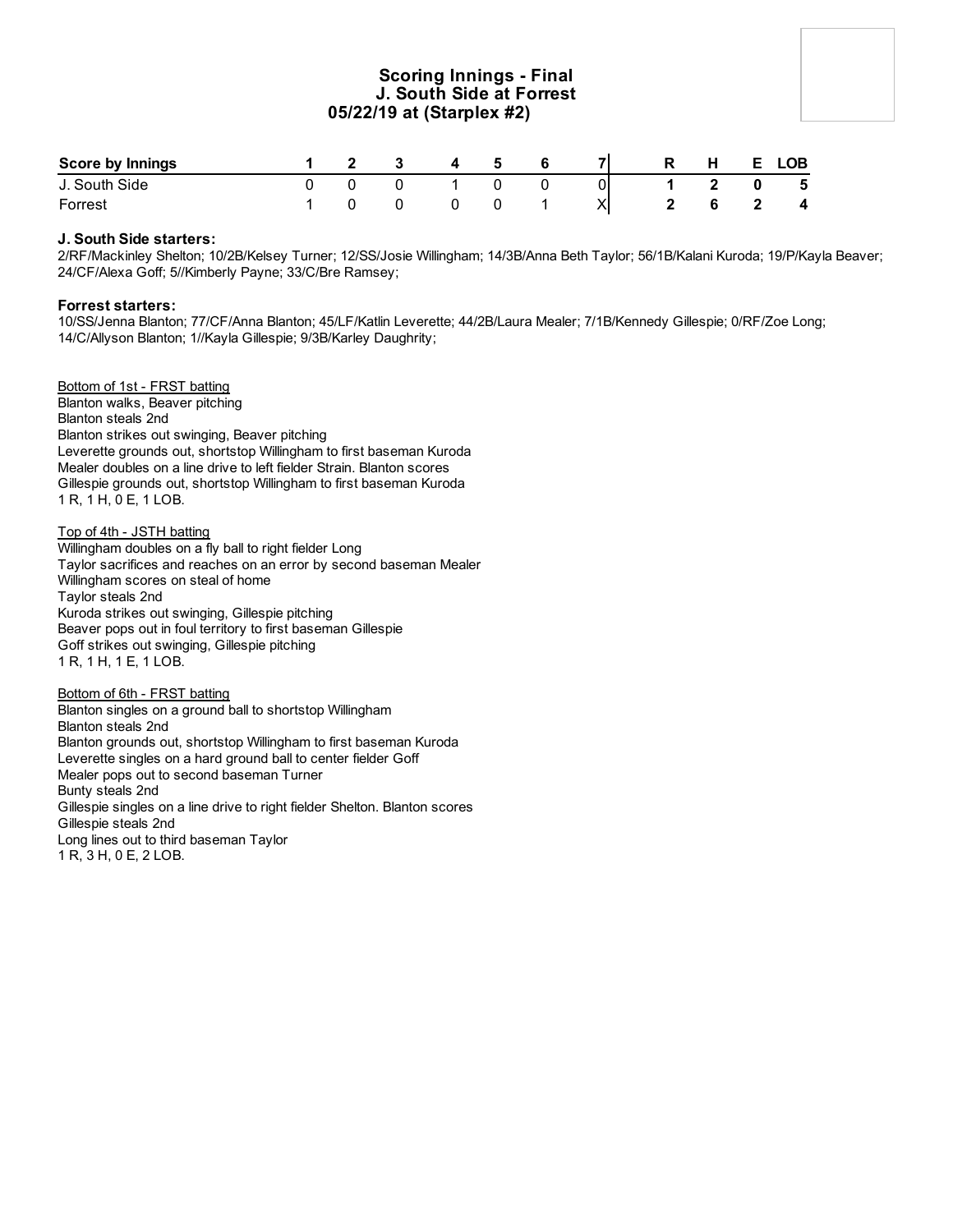# Scoring Innings - Final
## J. South Side at Forrest
## 05/22/19 at (Starplex #2)

| Score by Innings | 1 | 2 | 3 | 4 | 5 | 6 | 7 | R | H | E | LOB |
|---|---|---|---|---|---|---|---|---|---|---|---|
| J. South Side | 0 | 0 | 0 | 1 | 0 | 0 | 0 | 1 | 2 | 0 | 5 |
| Forrest | 1 | 0 | 0 | 0 | 0 | 1 | X | 2 | 6 | 2 | 4 |

**J. South Side starters:**
2/RF/Mackinley Shelton; 10/2B/Kelsey Turner; 12/SS/Josie Willingham; 14/3B/Anna Beth Taylor; 56/1B/Kalani Kuroda; 19/P/Kayla Beaver; 24/CF/Alexa Goff; 5//Kimberly Payne; 33/C/Bre Ramsey;

**Forrest starters:**
10/SS/Jenna Blanton; 77/CF/Anna Blanton; 45/LF/Katlin Leverette; 44/2B/Laura Mealer; 7/1B/Kennedy Gillespie; 0/RF/Zoe Long; 14/C/Allyson Blanton; 1//Kayla Gillespie; 9/3B/Karley Daughrity;

Bottom of 1st - FRST batting
Blanton walks, Beaver pitching
Blanton steals 2nd
Blanton strikes out swinging, Beaver pitching
Leverette grounds out, shortstop Willingham to first baseman Kuroda
Mealer doubles on a line drive to left fielder Strain. Blanton scores
Gillespie grounds out, shortstop Willingham to first baseman Kuroda
1 R, 1 H, 0 E, 1 LOB.

Top of 4th - JSTH batting
Willingham doubles on a fly ball to right fielder Long
Taylor sacrifices and reaches on an error by second baseman Mealer
Willingham scores on steal of home
Taylor steals 2nd
Kuroda strikes out swinging, Gillespie pitching
Beaver pops out in foul territory to first baseman Gillespie
Goff strikes out swinging, Gillespie pitching
1 R, 1 H, 1 E, 1 LOB.

Bottom of 6th - FRST batting
Blanton singles on a ground ball to shortstop Willingham
Blanton steals 2nd
Blanton grounds out, shortstop Willingham to first baseman Kuroda
Leverette singles on a hard ground ball to center fielder Goff
Mealer pops out to second baseman Turner
Bunty steals 2nd
Gillespie singles on a line drive to right fielder Shelton. Blanton scores
Gillespie steals 2nd
Long lines out to third baseman Taylor
1 R, 3 H, 0 E, 2 LOB.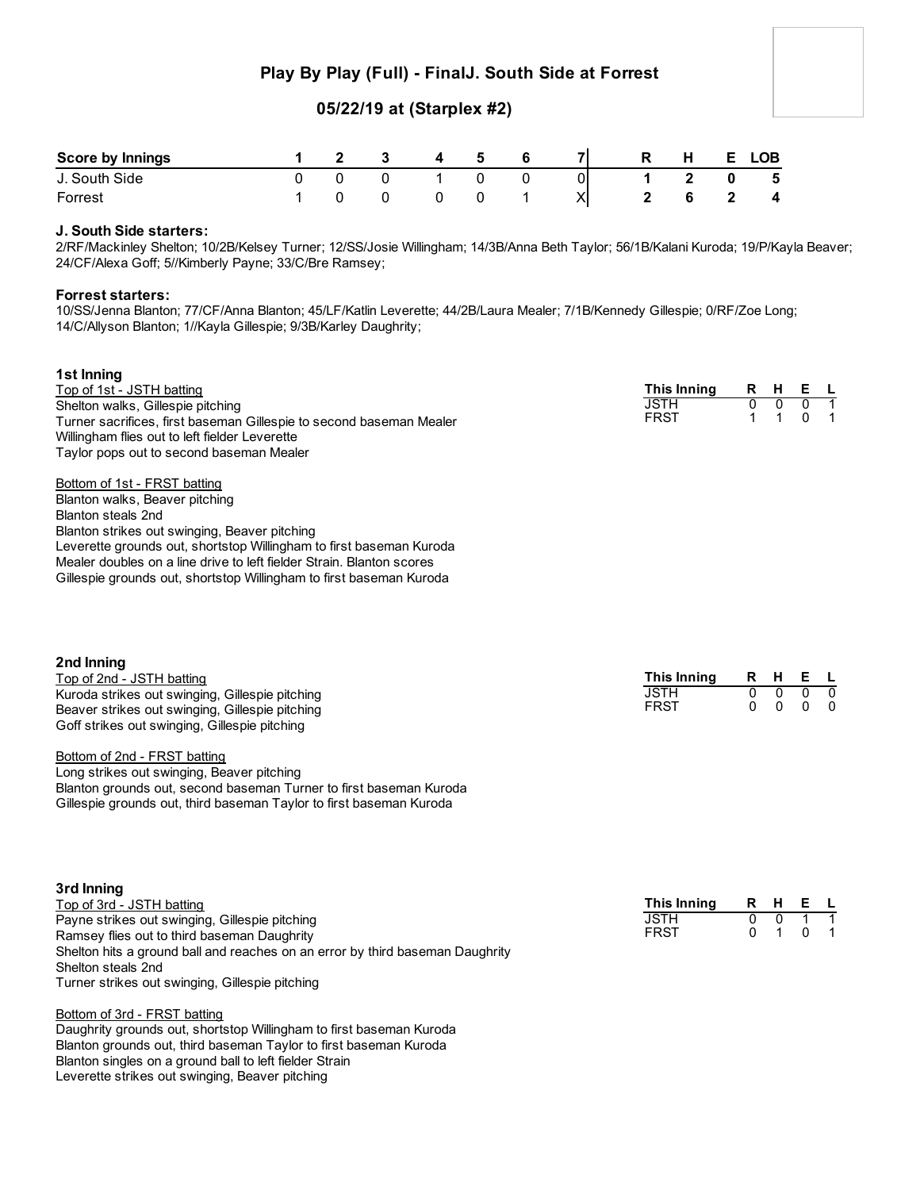# Play By Play (Full) - FinalJ. South Side at Forrest

## 05/22/19 at (Starplex #2)

| Score by Innings | 1 | 2 | 3 | 4 | 5 | 6 | 7 | R | H | E | LOB |
|---|---|---|---|---|---|---|---|---|---|---|---|
| J. South Side | 0 | 0 | 0 | 1 | 0 | 0 | 0 | **1** | **2** | **0** | **5** |
| Forrest | 1 | 0 | 0 | 0 | 0 | 1 | X | **2** | **6** | **2** | **4** |

**J. South Side starters:**
2/RF/Mackinley Shelton; 10/2B/Kelsey Turner; 12/SS/Josie Willingham; 14/3B/Anna Beth Taylor; 56/1B/Kalani Kuroda; 19/P/Kayla Beaver; 24/CF/Alexa Goff; 5//Kimberly Payne; 33/C/Bre Ramsey;

**Forrest starters:**
10/SS/Jenna Blanton; 77/CF/Anna Blanton; 45/LF/Katlin Leverette; 44/2B/Laura Mealer; 7/1B/Kennedy Gillespie; 0/RF/Zoe Long; 14/C/Allyson Blanton; 1//Kayla Gillespie; 9/3B/Karley Daughrity;

### 1st Inning

Top of 1st - JSTH batting
Shelton walks, Gillespie pitching
Turner sacrifices, first baseman Gillespie to second baseman Mealer
Willingham flies out to left fielder Leverette
Taylor pops out to second baseman Mealer

Bottom of 1st - FRST batting
Blanton walks, Beaver pitching
Blanton steals 2nd
Blanton strikes out swinging, Beaver pitching
Leverette grounds out, shortstop Willingham to first baseman Kuroda
Mealer doubles on a line drive to left fielder Strain. Blanton scores
Gillespie grounds out, shortstop Willingham to first baseman Kuroda

| This Inning | R | H | E | L |
|---|---|---|---|---|
| JSTH | 0 | 0 | 0 | 1 |
| FRST | 1 | 1 | 0 | 1 |

### 2nd Inning

Top of 2nd - JSTH batting
Kuroda strikes out swinging, Gillespie pitching
Beaver strikes out swinging, Gillespie pitching
Goff strikes out swinging, Gillespie pitching

Bottom of 2nd - FRST batting
Long strikes out swinging, Beaver pitching
Blanton grounds out, second baseman Turner to first baseman Kuroda
Gillespie grounds out, third baseman Taylor to first baseman Kuroda

| This Inning | R | H | E | L |
|---|---|---|---|---|
| JSTH | 0 | 0 | 0 | 0 |
| FRST | 0 | 0 | 0 | 0 |

### 3rd Inning

Top of 3rd - JSTH batting
Payne strikes out swinging, Gillespie pitching
Ramsey flies out to third baseman Daughrity
Shelton hits a ground ball and reaches on an error by third baseman Daughrity
Shelton steals 2nd
Turner strikes out swinging, Gillespie pitching

Bottom of 3rd - FRST batting
Daughrity grounds out, shortstop Willingham to first baseman Kuroda
Blanton grounds out, third baseman Taylor to first baseman Kuroda
Blanton singles on a ground ball to left fielder Strain
Leverette strikes out swinging, Beaver pitching

| This Inning | R | H | E | L |
|---|---|---|---|---|
| JSTH | 0 | 0 | 1 | 1 |
| FRST | 0 | 1 | 0 | 1 |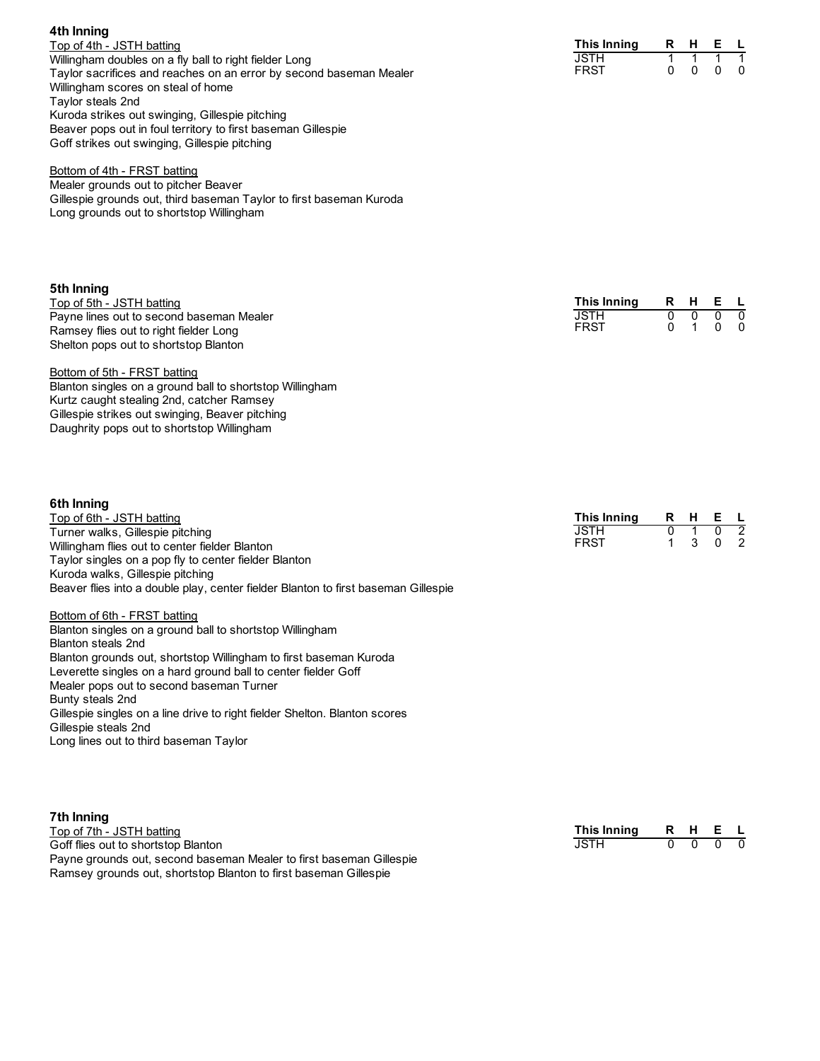## 4th Inning

Top of 4th - JSTH batting

Willingham doubles on a fly ball to right fielder Long
Taylor sacrifices and reaches on an error by second baseman Mealer
Willingham scores on steal of home
Taylor steals 2nd
Kuroda strikes out swinging, Gillespie pitching
Beaver pops out in foul territory to first baseman Gillespie
Goff strikes out swinging, Gillespie pitching

| This Inning | R | H | E | L |
|---|---|---|---|---|
| JSTH | 1 | 1 | 1 | 1 |
| FRST | 0 | 0 | 0 | 0 |

Bottom of 4th - FRST batting

Mealer grounds out to pitcher Beaver
Gillespie grounds out, third baseman Taylor to first baseman Kuroda
Long grounds out to shortstop Willingham

## 5th Inning

Top of 5th - JSTH batting

Payne lines out to second baseman Mealer
Ramsey flies out to right fielder Long
Shelton pops out to shortstop Blanton

| This Inning | R | H | E | L |
|---|---|---|---|---|
| JSTH | 0 | 0 | 0 | 0 |
| FRST | 0 | 1 | 0 | 0 |

Bottom of 5th - FRST batting

Blanton singles on a ground ball to shortstop Willingham
Kurtz caught stealing 2nd, catcher Ramsey
Gillespie strikes out swinging, Beaver pitching
Daughrity pops out to shortstop Willingham

## 6th Inning

Top of 6th - JSTH batting

Turner walks, Gillespie pitching
Willingham flies out to center fielder Blanton
Taylor singles on a pop fly to center fielder Blanton
Kuroda walks, Gillespie pitching
Beaver flies into a double play, center fielder Blanton to first baseman Gillespie

| This Inning | R | H | E | L |
|---|---|---|---|---|
| JSTH | 0 | 1 | 0 | 2 |
| FRST | 1 | 3 | 0 | 2 |

Bottom of 6th - FRST batting

Blanton singles on a ground ball to shortstop Willingham
Blanton steals 2nd
Blanton grounds out, shortstop Willingham to first baseman Kuroda
Leverette singles on a hard ground ball to center fielder Goff
Mealer pops out to second baseman Turner
Bunty steals 2nd
Gillespie singles on a line drive to right fielder Shelton. Blanton scores
Gillespie steals 2nd
Long lines out to third baseman Taylor

## 7th Inning

Top of 7th - JSTH batting

Goff flies out to shortstop Blanton
Payne grounds out, second baseman Mealer to first baseman Gillespie
Ramsey grounds out, shortstop Blanton to first baseman Gillespie

| This Inning | R | H | E | L |
|---|---|---|---|---|
| JSTH | 0 | 0 | 0 | 0 |